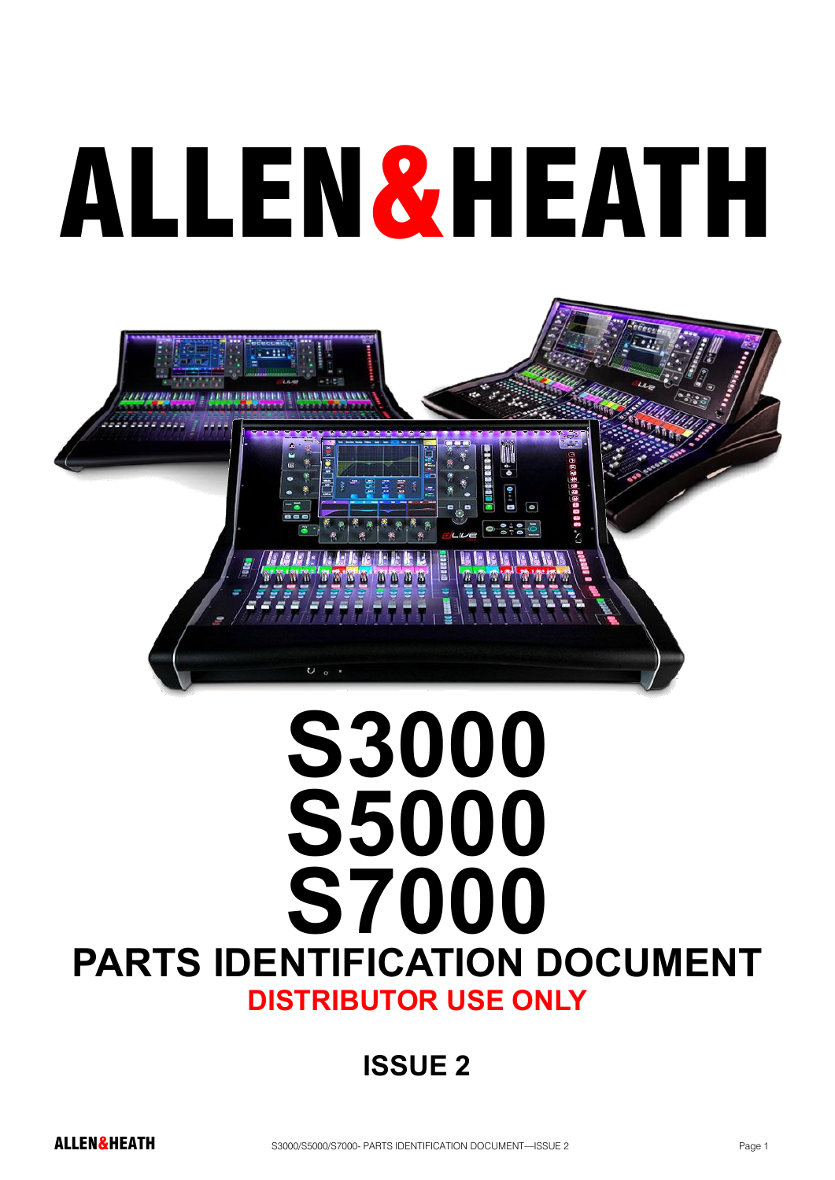# ALLEN&HEATH

# S3000
# S5000
# S7000

## PARTS IDENTIFICATION DOCUMENT

**DISTRIBUTOR USE ONLY**

**ISSUE 2**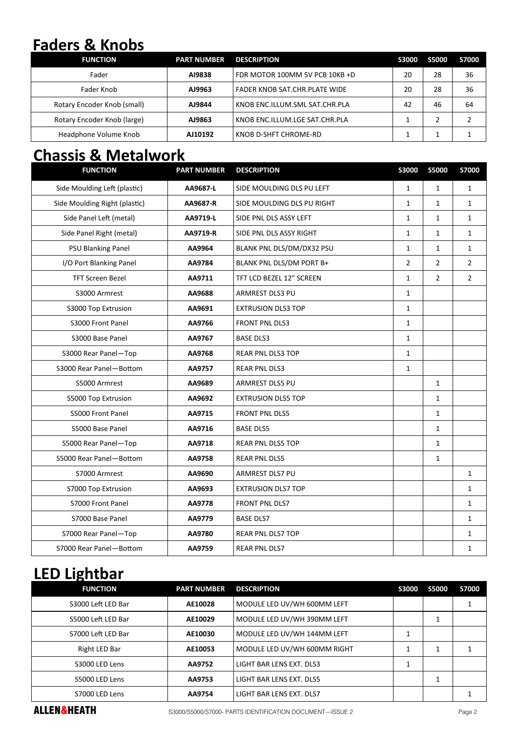# Faders & Knobs

| FUNCTION | PART NUMBER | DESCRIPTION | S3000 | S5000 | S7000 |
|---|---|---|---|---|---|
| Fader | **AI9838** | FDR MOTOR 100MM 5V PCB 10KB +D | 20 | 28 | 36 |
| Fader Knob | **AJ9963** | FADER KNOB SAT.CHR.PLATE WIDE | 20 | 28 | 36 |
| Rotary Encoder Knob (small) | **AJ9844** | KNOB ENC.ILLUM.SML SAT.CHR.PLA | 42 | 46 | 64 |
| Rotary Encoder Knob (large) | **AJ9863** | KNOB ENC.ILLUM.LGE SAT.CHR.PLA | 1 | 2 | 2 |
| Headphone Volume Knob | **AJ10192** | KNOB D-SHFT CHROME-RD | 1 | 1 | 1 |

# Chassis & Metalwork

| FUNCTION | PART NUMBER | DESCRIPTION | S3000 | S5000 | S7000 |
|---|---|---|---|---|---|
| Side Moulding Left (plastic) | **AA9687-L** | SIDE MOULDING DLS PU LEFT | 1 | 1 | 1 |
| Side Moulding Right (plastic) | **AA9687-R** | SIDE MOULDING DLS PU RIGHT | 1 | 1 | 1 |
| Side Panel Left (metal) | **AA9719-L** | SIDE PNL DLS ASSY LEFT | 1 | 1 | 1 |
| Side Panel Right (metal) | **AA9719-R** | SIDE PNL DLS ASSY RIGHT | 1 | 1 | 1 |
| PSU Blanking Panel | **AA9964** | BLANK PNL DLS/DM/DX32 PSU | 1 | 1 | 1 |
| I/O Port Blanking Panel | **AA9784** | BLANK PNL DLS/DM PORT B+ | 2 | 2 | 2 |
| TFT Screen Bezel | **AA9711** | TFT LCD BEZEL 12" SCREEN | 1 | 2 | 2 |
| S3000 Armrest | **AA9688** | ARMREST DLS3 PU | 1 | | |
| S3000 Top Extrusion | **AA9691** | EXTRUSION DLS3 TOP | 1 | | |
| S3000 Front Panel | **AA9766** | FRONT PNL DLS3 | 1 | | |
| S3000 Base Panel | **AA9767** | BASE DLS3 | 1 | | |
| S3000 Rear Panel—Top | **AA9768** | REAR PNL DLS3 TOP | 1 | | |
| S3000 Rear Panel—Bottom | **AA9757** | REAR PNL DLS3 | 1 | | |
| S5000 Armrest | **AA9689** | ARMREST DLS5 PU | | 1 | |
| S5000 Top Extrusion | **AA9692** | EXTRUSION DLS5 TOP | | 1 | |
| S5000 Front Panel | **AA9715** | FRONT PNL DLS5 | | 1 | |
| S5000 Base Panel | **AA9716** | BASE DLS5 | | 1 | |
| S5000 Rear Panel—Top | **AA9718** | REAR PNL DLS5 TOP | | 1 | |
| S5000 Rear Panel—Bottom | **AA9758** | REAR PNL DLS5 | | 1 | |
| S7000 Armrest | **AA9690** | ARMREST DLS7 PU | | | 1 |
| S7000 Top Extrusion | **AA9693** | EXTRUSION DLS7 TOP | | | 1 |
| S7000 Front Panel | **AA9778** | FRONT PNL DLS7 | | | 1 |
| S7000 Base Panel | **AA9779** | BASE DLS7 | | | 1 |
| S7000 Rear Panel—Top | **AA9780** | REAR PNL DLS7 TOP | | | 1 |
| S7000 Rear Panel—Bottom | **AA9759** | REAR PNL DLS7 | | | 1 |

# LED Lightbar

| FUNCTION | PART NUMBER | DESCRIPTION | S3000 | S5000 | S7000 |
|---|---|---|---|---|---|
| S3000 Left LED Bar | **AE10028** | MODULE LED UV/WH 600MM LEFT | | | 1 |
| S5000 Left LED Bar | **AE10029** | MODULE LED UV/WH 390MM LEFT | | 1 | |
| S7000 Left LED Bar | **AE10030** | MODULE LED UV/WH 144MM LEFT | 1 | | |
| Right LED Bar | **AE10053** | MODULE LED UV/WH 600MM RIGHT | 1 | 1 | 1 |
| S3000 LED Lens | **AA9752** | LIGHT BAR LENS EXT. DLS3 | 1 | | |
| S5000 LED Lens | **AA9753** | LIGHT BAR LENS EXT. DLS5 | | 1 | |
| S7000 LED Lens | **AA9754** | LIGHT BAR LENS EXT. DLS7 | | | 1 |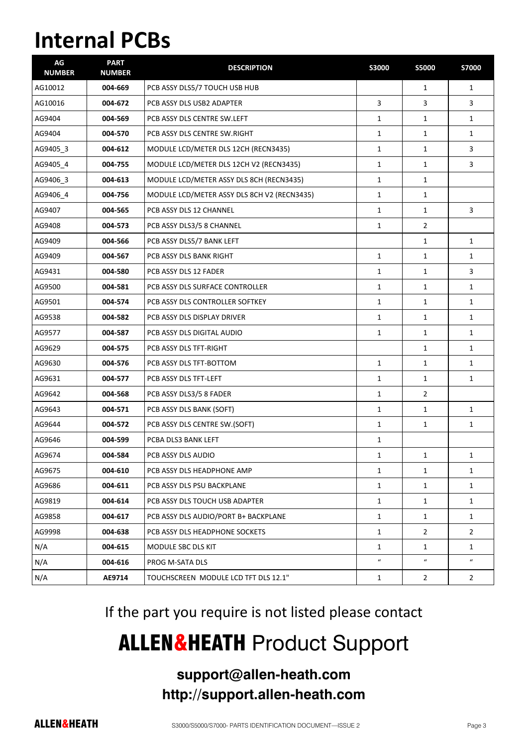# Internal PCBs

| AG NUMBER | PART NUMBER | DESCRIPTION | S3000 | S5000 | S7000 |
|---|---|---|---|---|---|
| AG10012 | **004-669** | PCB ASSY DLS5/7 TOUCH USB HUB | | 1 | 1 |
| AG10016 | **004-672** | PCB ASSY DLS USB2 ADAPTER | 3 | 3 | 3 |
| AG9404 | **004-569** | PCB ASSY DLS CENTRE SW.LEFT | 1 | 1 | 1 |
| AG9404 | **004-570** | PCB ASSY DLS CENTRE SW.RIGHT | 1 | 1 | 1 |
| AG9405_3 | **004-612** | MODULE LCD/METER DLS 12CH (RECN3435) | 1 | 1 | 3 |
| AG9405_4 | **004-755** | MODULE LCD/METER DLS 12CH V2 (RECN3435) | 1 | 1 | 3 |
| AG9406_3 | **004-613** | MODULE LCD/METER ASSY DLS 8CH (RECN3435) | 1 | 1 | |
| AG9406_4 | **004-756** | MODULE LCD/METER ASSY DLS 8CH V2 (RECN3435) | 1 | 1 | |
| AG9407 | **004-565** | PCB ASSY DLS 12 CHANNEL | 1 | 1 | 3 |
| AG9408 | **004-573** | PCB ASSY DLS3/5 8 CHANNEL | 1 | 2 | |
| AG9409 | **004-566** | PCB ASSY DLS5/7 BANK LEFT | | 1 | 1 |
| AG9409 | **004-567** | PCB ASSY DLS BANK RIGHT | 1 | 1 | 1 |
| AG9431 | **004-580** | PCB ASSY DLS 12 FADER | 1 | 1 | 3 |
| AG9500 | **004-581** | PCB ASSY DLS SURFACE CONTROLLER | 1 | 1 | 1 |
| AG9501 | **004-574** | PCB ASSY DLS CONTROLLER SOFTKEY | 1 | 1 | 1 |
| AG9538 | **004-582** | PCB ASSY DLS DISPLAY DRIVER | 1 | 1 | 1 |
| AG9577 | **004-587** | PCB ASSY DLS DIGITAL AUDIO | 1 | 1 | 1 |
| AG9629 | **004-575** | PCB ASSY DLS TFT-RIGHT | | 1 | 1 |
| AG9630 | **004-576** | PCB ASSY DLS TFT-BOTTOM | 1 | 1 | 1 |
| AG9631 | **004-577** | PCB ASSY DLS TFT-LEFT | 1 | 1 | 1 |
| AG9642 | **004-568** | PCB ASSY DLS3/5 8 FADER | 1 | 2 | |
| AG9643 | **004-571** | PCB ASSY DLS BANK (SOFT) | 1 | 1 | 1 |
| AG9644 | **004-572** | PCB ASSY DLS CENTRE SW.(SOFT) | 1 | 1 | 1 |
| AG9646 | **004-599** | PCBA DLS3 BANK LEFT | 1 | | |
| AG9674 | **004-584** | PCB ASSY DLS AUDIO | 1 | 1 | 1 |
| AG9675 | **004-610** | PCB ASSY DLS HEADPHONE AMP | 1 | 1 | 1 |
| AG9686 | **004-611** | PCB ASSY DLS PSU BACKPLANE | 1 | 1 | 1 |
| AG9819 | **004-614** | PCB ASSY DLS TOUCH USB ADAPTER | 1 | 1 | 1 |
| AG9858 | **004-617** | PCB ASSY DLS AUDIO/PORT B+ BACKPLANE | 1 | 1 | 1 |
| AG9998 | **004-638** | PCB ASSY DLS HEADPHONE SOCKETS | 1 | 2 | 2 |
| N/A | **004-615** | MODULE SBC DLS KIT | 1 | 1 | 1 |
| N/A | **004-616** | PROG M-SATA DLS | " | " | " |
| N/A | **AE9714** | TOUCHSCREEN MODULE LCD TFT DLS 12.1" | 1 | 2 | 2 |

If the part you require is not listed please contact

## ALLEN&HEATH Product Support

**support@allen-heath.com**
**http://support.allen-heath.com**